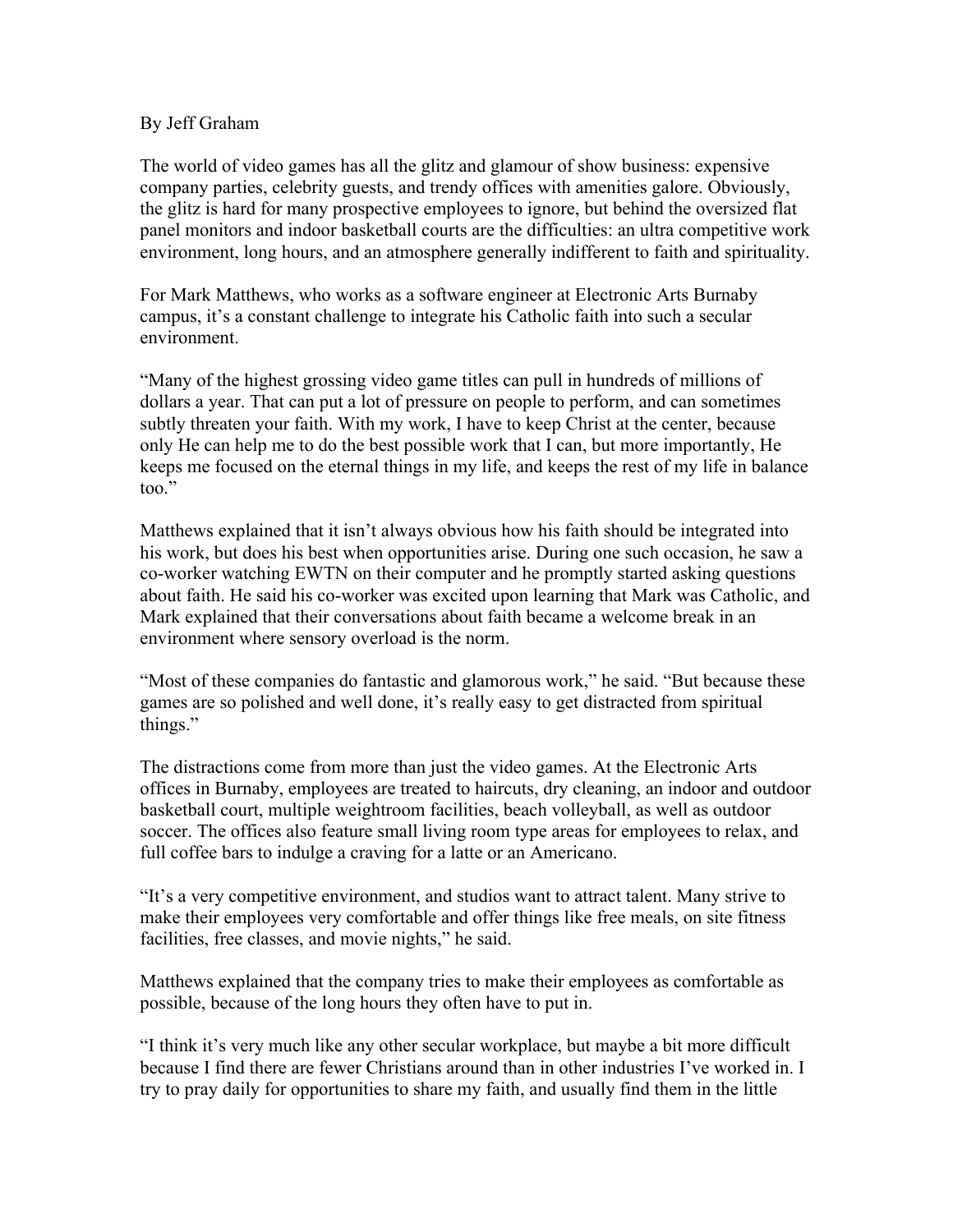By Jeff Graham

The world of video games has all the glitz and glamour of show business: expensive company parties, celebrity guests, and trendy offices with amenities galore. Obviously, the glitz is hard for many prospective employees to ignore, but behind the oversized flat panel monitors and indoor basketball courts are the difficulties: an ultra competitive work environment, long hours, and an atmosphere generally indifferent to faith and spirituality.

For Mark Matthews, who works as a software engineer at Electronic Arts Burnaby campus, it's a constant challenge to integrate his Catholic faith into such a secular environment.

"Many of the highest grossing video game titles can pull in hundreds of millions of dollars a year. That can put a lot of pressure on people to perform, and can sometimes subtly threaten your faith. With my work, I have to keep Christ at the center, because only He can help me to do the best possible work that I can, but more importantly, He keeps me focused on the eternal things in my life, and keeps the rest of my life in balance too."

Matthews explained that it isn't always obvious how his faith should be integrated into his work, but does his best when opportunities arise. During one such occasion, he saw a co-worker watching EWTN on their computer and he promptly started asking questions about faith. He said his co-worker was excited upon learning that Mark was Catholic, and Mark explained that their conversations about faith became a welcome break in an environment where sensory overload is the norm.

"Most of these companies do fantastic and glamorous work," he said. "But because these games are so polished and well done, it's really easy to get distracted from spiritual things."

The distractions come from more than just the video games. At the Electronic Arts offices in Burnaby, employees are treated to haircuts, dry cleaning, an indoor and outdoor basketball court, multiple weightroom facilities, beach volleyball, as well as outdoor soccer. The offices also feature small living room type areas for employees to relax, and full coffee bars to indulge a craving for a latte or an Americano.

"It's a very competitive environment, and studios want to attract talent. Many strive to make their employees very comfortable and offer things like free meals, on site fitness facilities, free classes, and movie nights," he said.

Matthews explained that the company tries to make their employees as comfortable as possible, because of the long hours they often have to put in.

"I think it's very much like any other secular workplace, but maybe a bit more difficult because I find there are fewer Christians around than in other industries I've worked in. I try to pray daily for opportunities to share my faith, and usually find them in the little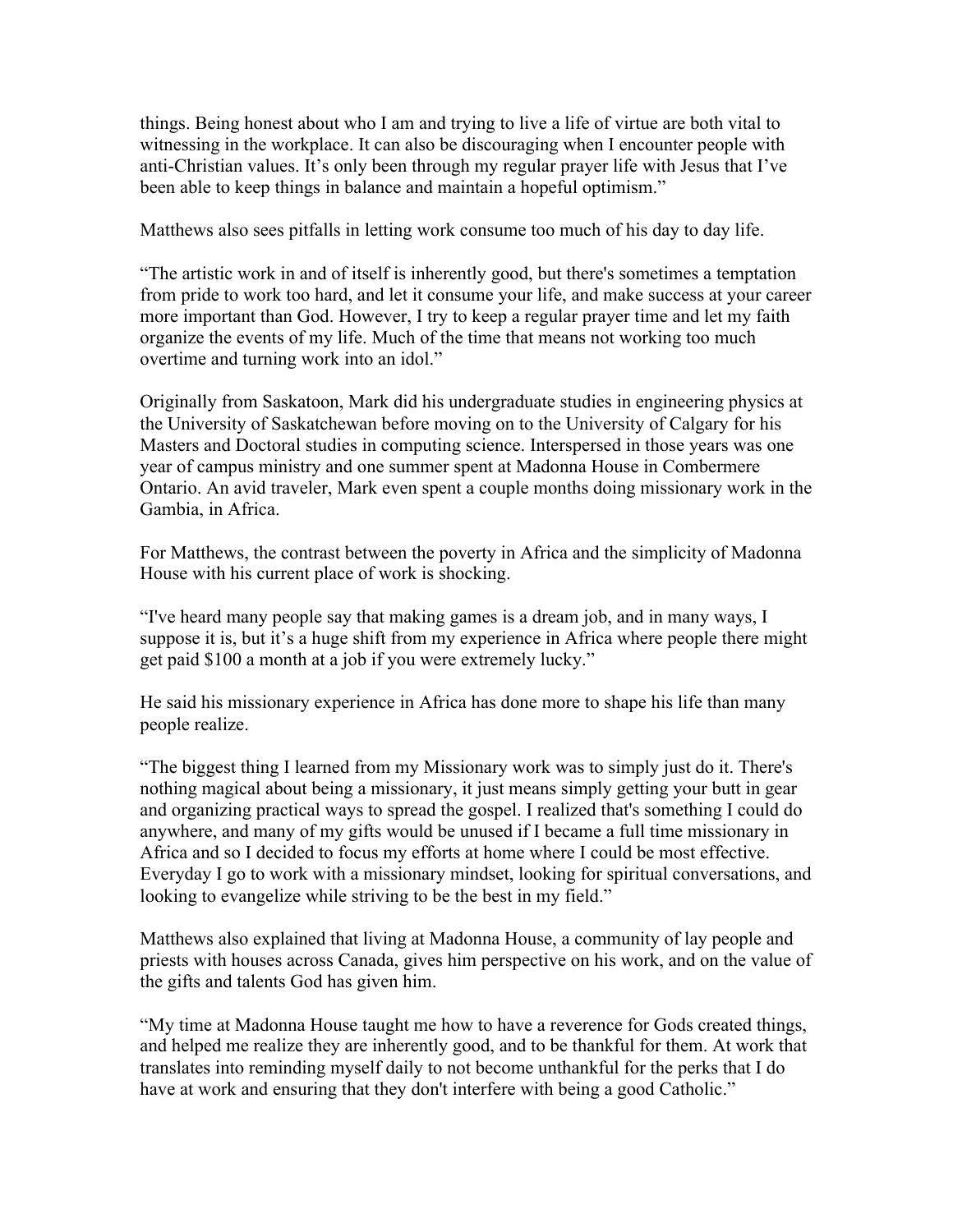things. Being honest about who I am and trying to live a life of virtue are both vital to witnessing in the workplace. It can also be discouraging when I encounter people with anti-Christian values. It's only been through my regular prayer life with Jesus that I've been able to keep things in balance and maintain a hopeful optimism."

Matthews also sees pitfalls in letting work consume too much of his day to day life.

"The artistic work in and of itself is inherently good, but there's sometimes a temptation from pride to work too hard, and let it consume your life, and make success at your career more important than God. However, I try to keep a regular prayer time and let my faith organize the events of my life. Much of the time that means not working too much overtime and turning work into an idol."

Originally from Saskatoon, Mark did his undergraduate studies in engineering physics at the University of Saskatchewan before moving on to the University of Calgary for his Masters and Doctoral studies in computing science. Interspersed in those years was one year of campus ministry and one summer spent at Madonna House in Combermere Ontario. An avid traveler, Mark even spent a couple months doing missionary work in the Gambia, in Africa.

For Matthews, the contrast between the poverty in Africa and the simplicity of Madonna House with his current place of work is shocking.

"I've heard many people say that making games is a dream job, and in many ways, I suppose it is, but it's a huge shift from my experience in Africa where people there might get paid $100 a month at a job if you were extremely lucky."

He said his missionary experience in Africa has done more to shape his life than many people realize.

"The biggest thing I learned from my Missionary work was to simply just do it. There's nothing magical about being a missionary, it just means simply getting your butt in gear and organizing practical ways to spread the gospel. I realized that's something I could do anywhere, and many of my gifts would be unused if I became a full time missionary in Africa and so I decided to focus my efforts at home where I could be most effective. Everyday I go to work with a missionary mindset, looking for spiritual conversations, and looking to evangelize while striving to be the best in my field."

Matthews also explained that living at Madonna House, a community of lay people and priests with houses across Canada, gives him perspective on his work, and on the value of the gifts and talents God has given him.

"My time at Madonna House taught me how to have a reverence for Gods created things, and helped me realize they are inherently good, and to be thankful for them. At work that translates into reminding myself daily to not become unthankful for the perks that I do have at work and ensuring that they don't interfere with being a good Catholic."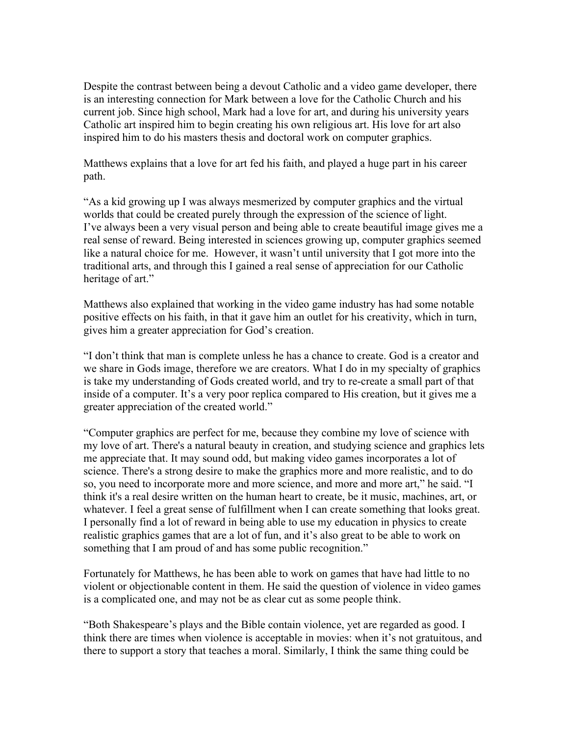Despite the contrast between being a devout Catholic and a video game developer, there is an interesting connection for Mark between a love for the Catholic Church and his current job. Since high school, Mark had a love for art, and during his university years Catholic art inspired him to begin creating his own religious art. His love for art also inspired him to do his masters thesis and doctoral work on computer graphics.

Matthews explains that a love for art fed his faith, and played a huge part in his career path.

"As a kid growing up I was always mesmerized by computer graphics and the virtual worlds that could be created purely through the expression of the science of light. I've always been a very visual person and being able to create beautiful image gives me a real sense of reward. Being interested in sciences growing up, computer graphics seemed like a natural choice for me. However, it wasn't until university that I got more into the traditional arts, and through this I gained a real sense of appreciation for our Catholic heritage of art."

Matthews also explained that working in the video game industry has had some notable positive effects on his faith, in that it gave him an outlet for his creativity, which in turn, gives him a greater appreciation for God's creation.

"I don't think that man is complete unless he has a chance to create. God is a creator and we share in Gods image, therefore we are creators. What I do in my specialty of graphics is take my understanding of Gods created world, and try to re-create a small part of that inside of a computer. It's a very poor replica compared to His creation, but it gives me a greater appreciation of the created world."

"Computer graphics are perfect for me, because they combine my love of science with my love of art. There's a natural beauty in creation, and studying science and graphics lets me appreciate that. It may sound odd, but making video games incorporates a lot of science. There's a strong desire to make the graphics more and more realistic, and to do so, you need to incorporate more and more science, and more and more art," he said. "I think it's a real desire written on the human heart to create, be it music, machines, art, or whatever. I feel a great sense of fulfillment when I can create something that looks great. I personally find a lot of reward in being able to use my education in physics to create realistic graphics games that are a lot of fun, and it's also great to be able to work on something that I am proud of and has some public recognition."

Fortunately for Matthews, he has been able to work on games that have had little to no violent or objectionable content in them. He said the question of violence in video games is a complicated one, and may not be as clear cut as some people think.

"Both Shakespeare's plays and the Bible contain violence, yet are regarded as good. I think there are times when violence is acceptable in movies: when it's not gratuitous, and there to support a story that teaches a moral. Similarly, I think the same thing could be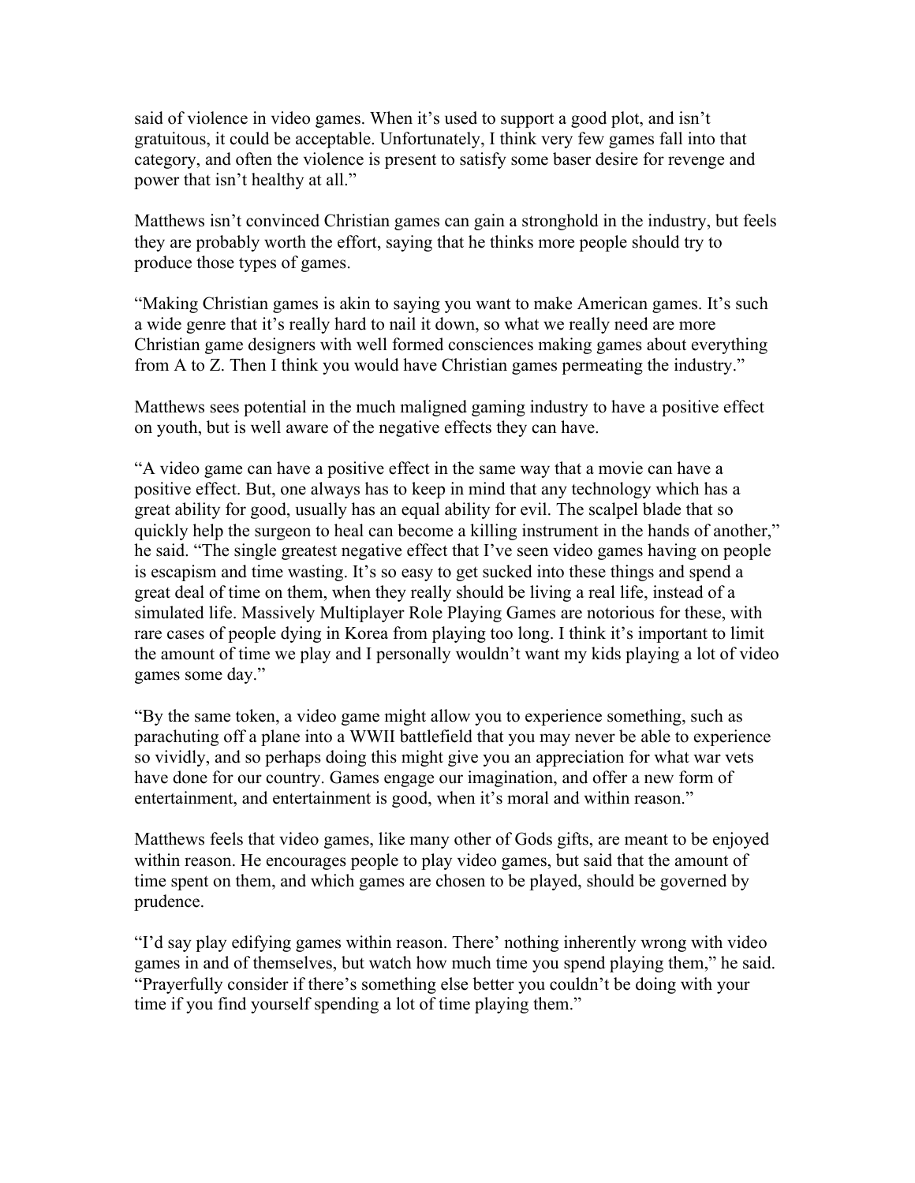said of violence in video games. When it's used to support a good plot, and isn't gratuitous, it could be acceptable. Unfortunately, I think very few games fall into that category, and often the violence is present to satisfy some baser desire for revenge and power that isn't healthy at all."

Matthews isn't convinced Christian games can gain a stronghold in the industry, but feels they are probably worth the effort, saying that he thinks more people should try to produce those types of games.

"Making Christian games is akin to saying you want to make American games. It's such a wide genre that it's really hard to nail it down, so what we really need are more Christian game designers with well formed consciences making games about everything from A to Z. Then I think you would have Christian games permeating the industry."

Matthews sees potential in the much maligned gaming industry to have a positive effect on youth, but is well aware of the negative effects they can have.

"A video game can have a positive effect in the same way that a movie can have a positive effect. But, one always has to keep in mind that any technology which has a great ability for good, usually has an equal ability for evil. The scalpel blade that so quickly help the surgeon to heal can become a killing instrument in the hands of another," he said. "The single greatest negative effect that I've seen video games having on people is escapism and time wasting. It's so easy to get sucked into these things and spend a great deal of time on them, when they really should be living a real life, instead of a simulated life. Massively Multiplayer Role Playing Games are notorious for these, with rare cases of people dying in Korea from playing too long. I think it's important to limit the amount of time we play and I personally wouldn't want my kids playing a lot of video games some day."

"By the same token, a video game might allow you to experience something, such as parachuting off a plane into a WWII battlefield that you may never be able to experience so vividly, and so perhaps doing this might give you an appreciation for what war vets have done for our country. Games engage our imagination, and offer a new form of entertainment, and entertainment is good, when it's moral and within reason."

Matthews feels that video games, like many other of Gods gifts, are meant to be enjoyed within reason. He encourages people to play video games, but said that the amount of time spent on them, and which games are chosen to be played, should be governed by prudence.

"I'd say play edifying games within reason. There' nothing inherently wrong with video games in and of themselves, but watch how much time you spend playing them," he said. "Prayerfully consider if there's something else better you couldn't be doing with your time if you find yourself spending a lot of time playing them."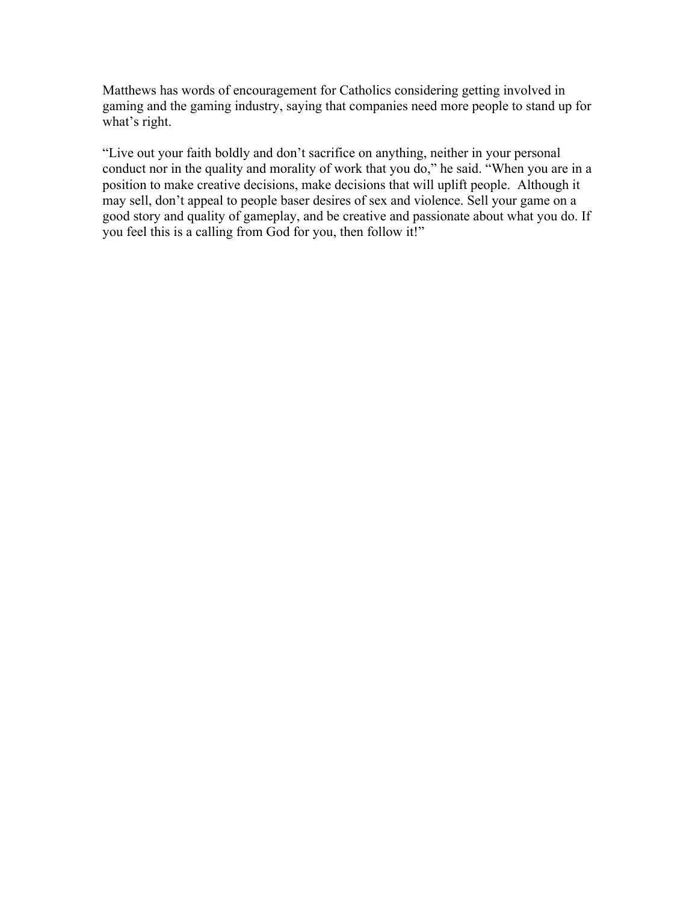Matthews has words of encouragement for Catholics considering getting involved in gaming and the gaming industry, saying that companies need more people to stand up for what's right.

"Live out your faith boldly and don't sacrifice on anything, neither in your personal conduct nor in the quality and morality of work that you do," he said. "When you are in a position to make creative decisions, make decisions that will uplift people. Although it may sell, don't appeal to people baser desires of sex and violence. Sell your game on a good story and quality of gameplay, and be creative and passionate about what you do. If you feel this is a calling from God for you, then follow it!"